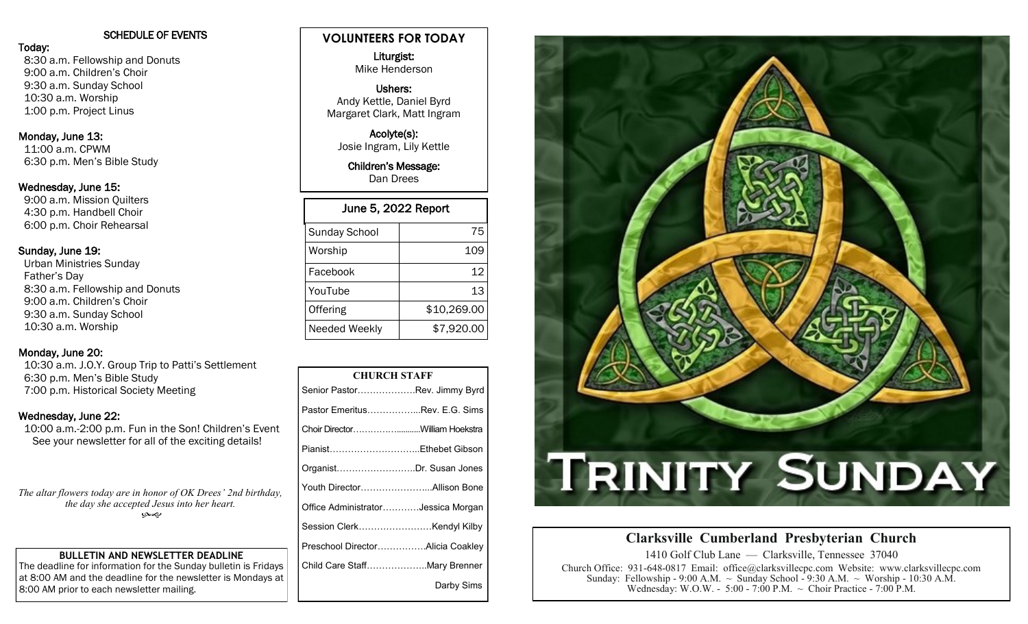## SCHEDULE OF EVENTS

**Today:**
8:30 a.m. Fellowship and Donuts
9:00 a.m. Children's Choir
9:30 a.m. Sunday School
10:30 a.m. Worship
1:00 p.m. Project Linus

**Monday, June 13:**
11:00 a.m. CPWM
6:30 p.m. Men's Bible Study

**Wednesday, June 15:**
9:00 a.m. Mission Quilters
4:30 p.m. Handbell Choir
6:00 p.m. Choir Rehearsal

**Sunday, June 19:**
Urban Ministries Sunday
Father's Day
8:30 a.m. Fellowship and Donuts
9:00 a.m. Children's Choir
9:30 a.m. Sunday School
10:30 a.m. Worship

**Monday, June 20:**
10:30 a.m. J.O.Y. Group Trip to Patti's Settlement
6:30 p.m. Men's Bible Study
7:00 p.m. Historical Society Meeting

**Wednesday, June 22:**
10:00 a.m.-2:00 p.m. Fun in the Son! Children's Event
See your newsletter for all of the exciting details!

*The altar flowers today are in honor of OK Drees' 2nd birthday, the day she accepted Jesus into her heart.*

### BULLETIN AND NEWSLETTER DEADLINE

The deadline for information for the Sunday bulletin is Fridays at 8:00 AM and the deadline for the newsletter is Mondays at 8:00 AM prior to each newsletter mailing.

## VOLUNTEERS FOR TODAY

**Liturgist:**
Mike Henderson

**Ushers:**
Andy Kettle, Daniel Byrd
Margaret Clark, Matt Ingram

**Acolyte(s):**
Josie Ingram, Lily Kettle

**Children's Message:**
Dan Drees

| June 5, 2022 Report | |
|---|---|
| Sunday School | 75 |
| Worship | 109 |
| Facebook | 12 |
| YouTube | 13 |
| Offering | $10,269.00 |
| Needed Weekly | $7,920.00 |

### CHURCH STAFF

Senior Pastor……………….Rev. Jimmy Byrd
Pastor Emeritus……………...Rev. E.G. Sims
Choir Director…………..........William Hoekstra
Pianist………………………...Ethebet Gibson
Organist……………………..Dr. Susan Jones
Youth Director…………………...Allison Bone
Office Administrator…………Jessica Morgan
Session Clerk……………………Kendyl Kilby
Preschool Director…………….Alicia Coakley
Child Care Staff………………..Mary Brenner
Darby Sims

# TRINITY SUNDAY

## Clarksville Cumberland Presbyterian Church

1410 Golf Club Lane — Clarksville, Tennessee 37040
Church Office: 931-648-0817 Email: office@clarksvillecpc.com Website: www.clarksvillecpc.com
Sunday: Fellowship - 9:00 A.M. ~ Sunday School - 9:30 A.M. ~ Worship - 10:30 A.M.
Wednesday: W.O.W. - 5:00 - 7:00 P.M. ~ Choir Practice - 7:00 P.M.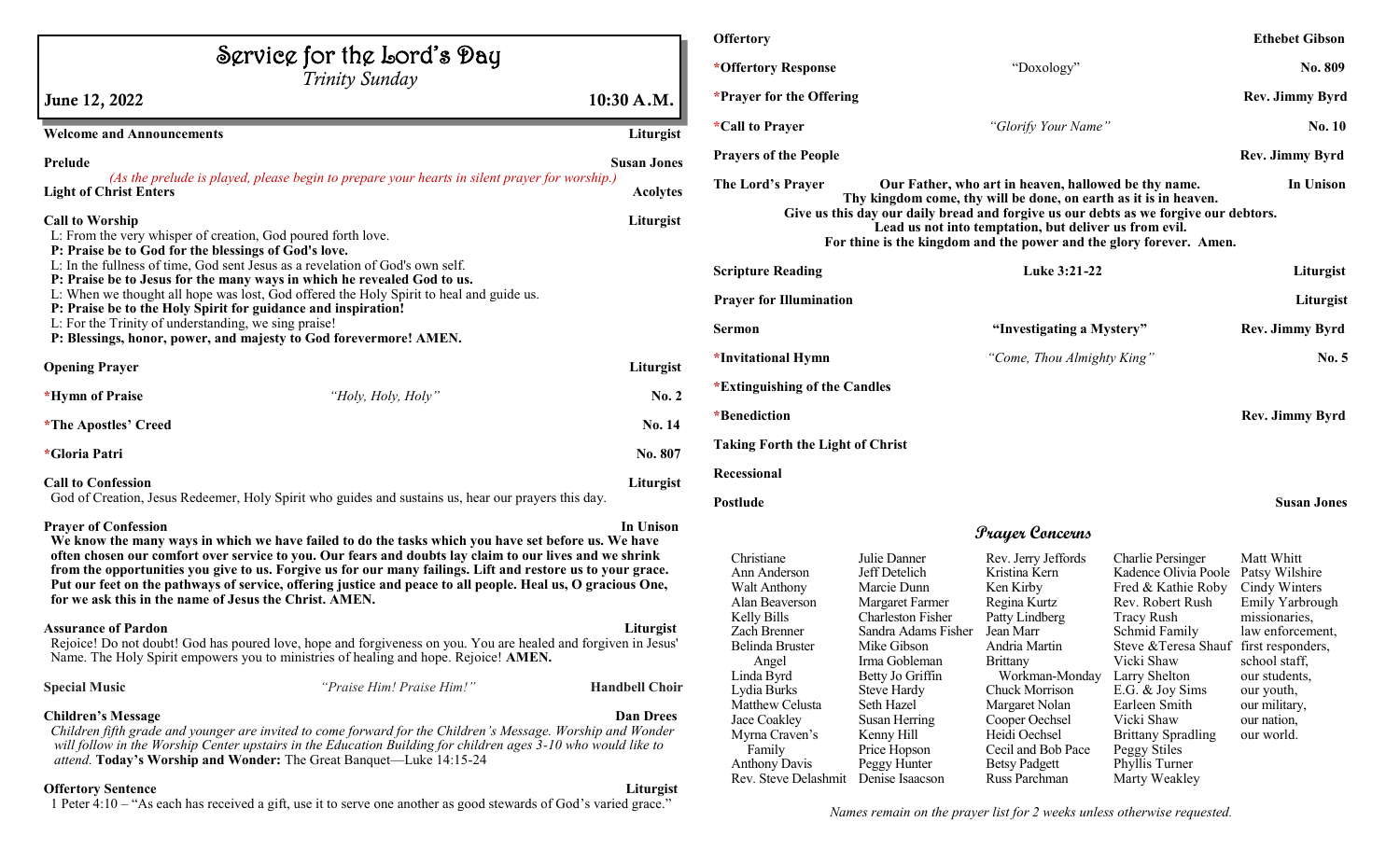# Service for the Lord's Day

*Trinity Sunday*

**June 12, 2022** **10:30 A.M.**

**Welcome and Announcements** — **Liturgist**

**Prelude** — **Susan Jones**

*(As the prelude is played, please begin to prepare your hearts in silent prayer for worship.)*

**Light of Christ Enters** — **Acolytes**

**Call to Worship** — **Liturgist**

L: From the very whisper of creation, God poured forth love.
**P: Praise be to God for the blessings of God's love.**
L: In the fullness of time, God sent Jesus as a revelation of God's own self.
**P: Praise be to Jesus for the many ways in which he revealed God to us.**
L: When we thought all hope was lost, God offered the Holy Spirit to heal and guide us.
**P: Praise be to the Holy Spirit for guidance and inspiration!**
L: For the Trinity of understanding, we sing praise!
**P: Blessings, honor, power, and majesty to God forevermore! AMEN.**

**Opening Prayer** — **Liturgist**

**\*Hymn of Praise** — *"Holy, Holy, Holy"* — **No. 2**

**\*The Apostles' Creed** — **No. 14**

**\*Gloria Patri** — **No. 807**

**Call to Confession** — **Liturgist**

God of Creation, Jesus Redeemer, Holy Spirit who guides and sustains us, hear our prayers this day.

**Prayer of Confession** — **In Unison**

**We know the many ways in which we have failed to do the tasks which you have set before us. We have often chosen our comfort over service to you. Our fears and doubts lay claim to our lives and we shrink from the opportunities you give to us. Forgive us for our many failings. Lift and restore us to your grace. Put our feet on the pathways of service, offering justice and peace to all people. Heal us, O gracious One, for we ask this in the name of Jesus the Christ. AMEN.**

**Assurance of Pardon** — **Liturgist**

Rejoice! Do not doubt! God has poured love, hope and forgiveness on you. You are healed and forgiven in Jesus' Name. The Holy Spirit empowers you to ministries of healing and hope. Rejoice! **AMEN.**

**Special Music** — *"Praise Him! Praise Him!"* — **Handbell Choir**

**Children's Message** — **Dan Drees**

*Children fifth grade and younger are invited to come forward for the Children's Message. Worship and Wonder will follow in the Worship Center upstairs in the Education Building for children ages 3-10 who would like to attend.* **Today's Worship and Wonder:** The Great Banquet—Luke 14:15-24

**Offertory Sentence** — **Liturgist**

1 Peter 4:10 – "As each has received a gift, use it to serve one another as good stewards of God's varied grace."

**Offertory** — **Ethebet Gibson**

**\*Offertory Response** — "Doxology" — **No. 809**

**\*Prayer for the Offering** — **Rev. Jimmy Byrd**

**\*Call to Prayer** — *"Glorify Your Name"* — **No. 10**

**Prayers of the People** — **Rev. Jimmy Byrd**

**The Lord's Prayer** — **In Unison**

**Our Father, who art in heaven, hallowed be thy name.
Thy kingdom come, thy will be done, on earth as it is in heaven.
Give us this day our daily bread and forgive us our debts as we forgive our debtors.
Lead us not into temptation, but deliver us from evil.
For thine is the kingdom and the power and the glory forever. Amen.**

**Scripture Reading** — **Luke 3:21-22** — **Liturgist**

**Prayer for Illumination** — **Liturgist**

**Sermon** — **"Investigating a Mystery"** — **Rev. Jimmy Byrd**

**\*Invitational Hymn** — *"Come, Thou Almighty King"* — **No. 5**

**\*Extinguishing of the Candles**

**\*Benediction** — **Rev. Jimmy Byrd**

**Taking Forth the Light of Christ**

**Recessional**

**Postlude** — **Susan Jones**

## Prayer Concerns

| | | | | |
|---|---|---|---|---|
| Christiane | Julie Danner | Rev. Jerry Jeffords | Charlie Persinger | Matt Whitt |
| Ann Anderson | Jeff Detelich | Kristina Kern | Kadence Olivia Poole | Patsy Wilshire |
| Walt Anthony | Marcie Dunn | Ken Kirby | Fred & Kathie Roby | Cindy Winters |
| Alan Beaverson | Margaret Farmer | Regina Kurtz | Rev. Robert Rush | Emily Yarbrough |
| Kelly Bills | Charleston Fisher | Patty Lindberg | Tracy Rush | missionaries, |
| Zach Brenner | Sandra Adams Fisher | Jean Marr | Schmid Family | law enforcement, |
| Belinda Bruster Angel | Mike Gibson | Andria Martin | Steve &Teresa Shauf | first responders, |
| | Irma Gobleman | Brittany Workman-Monday | Vicki Shaw | school staff, |
| Linda Byrd | Betty Jo Griffin | | Larry Shelton | our students, |
| Lydia Burks | Steve Hardy | Chuck Morrison | E.G. & Joy Sims | our youth, |
| Matthew Celusta | Seth Hazel | Margaret Nolan | Earleen Smith | our military, |
| Jace Coakley | Susan Herring | Cooper Oechsel | Vicki Shaw | our nation, |
| Myrna Craven's Family | Kenny Hill | Heidi Oechsel | Brittany Spradling | our world. |
| | Price Hopson | Cecil and Bob Pace | Peggy Stiles | |
| Anthony Davis | Peggy Hunter | Betsy Padgett | Phyllis Turner | |
| Rev. Steve Delashmit | Denise Isaacson | Russ Parchman | Marty Weakley | |

*Names remain on the prayer list for 2 weeks unless otherwise requested.*